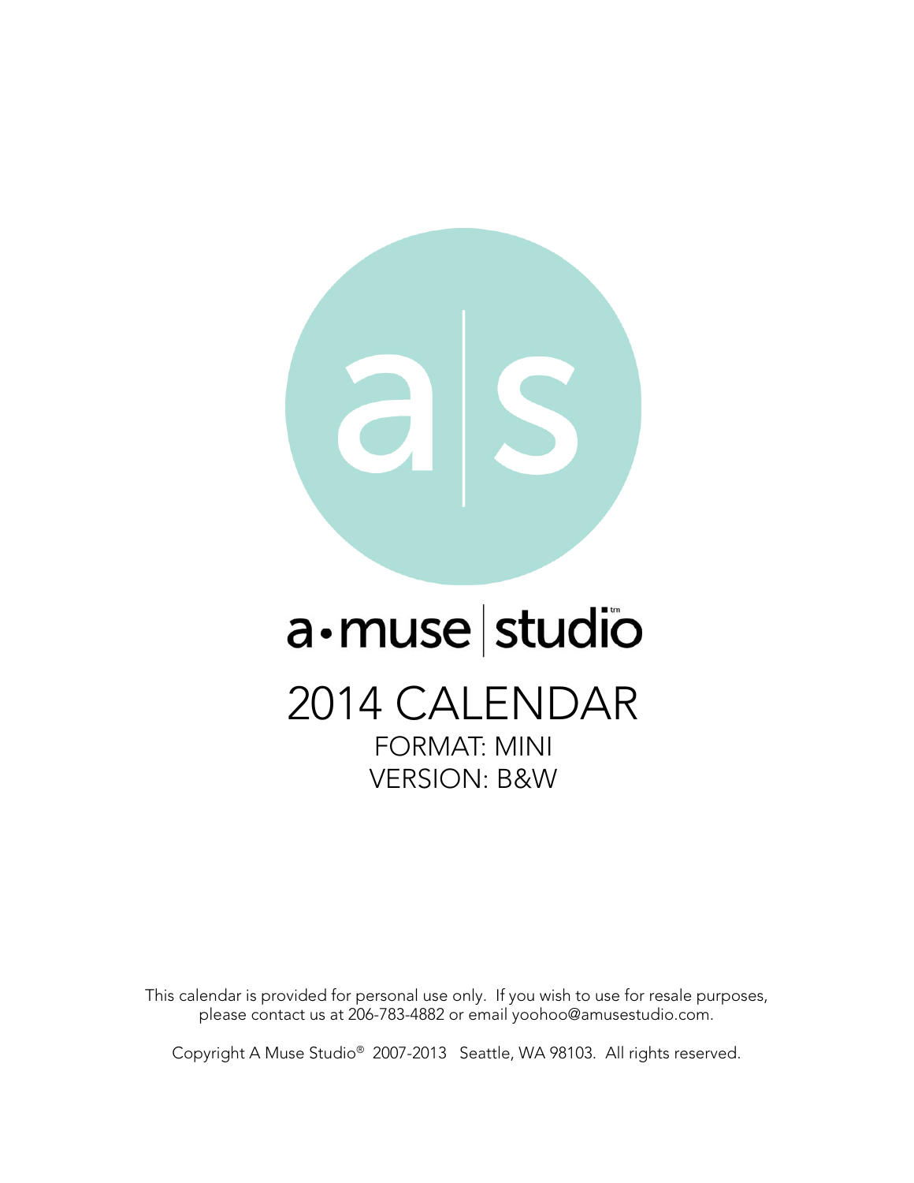a|s

a•muse | studio™

# 2014 CALENDAR

FORMAT: MINI
VERSION: B&W

This calendar is provided for personal use only. If you wish to use for resale purposes, please contact us at 206-783-4882 or email yoohoo@amusestudio.com.

Copyright A Muse Studio® 2007-2013 Seattle, WA 98103. All rights reserved.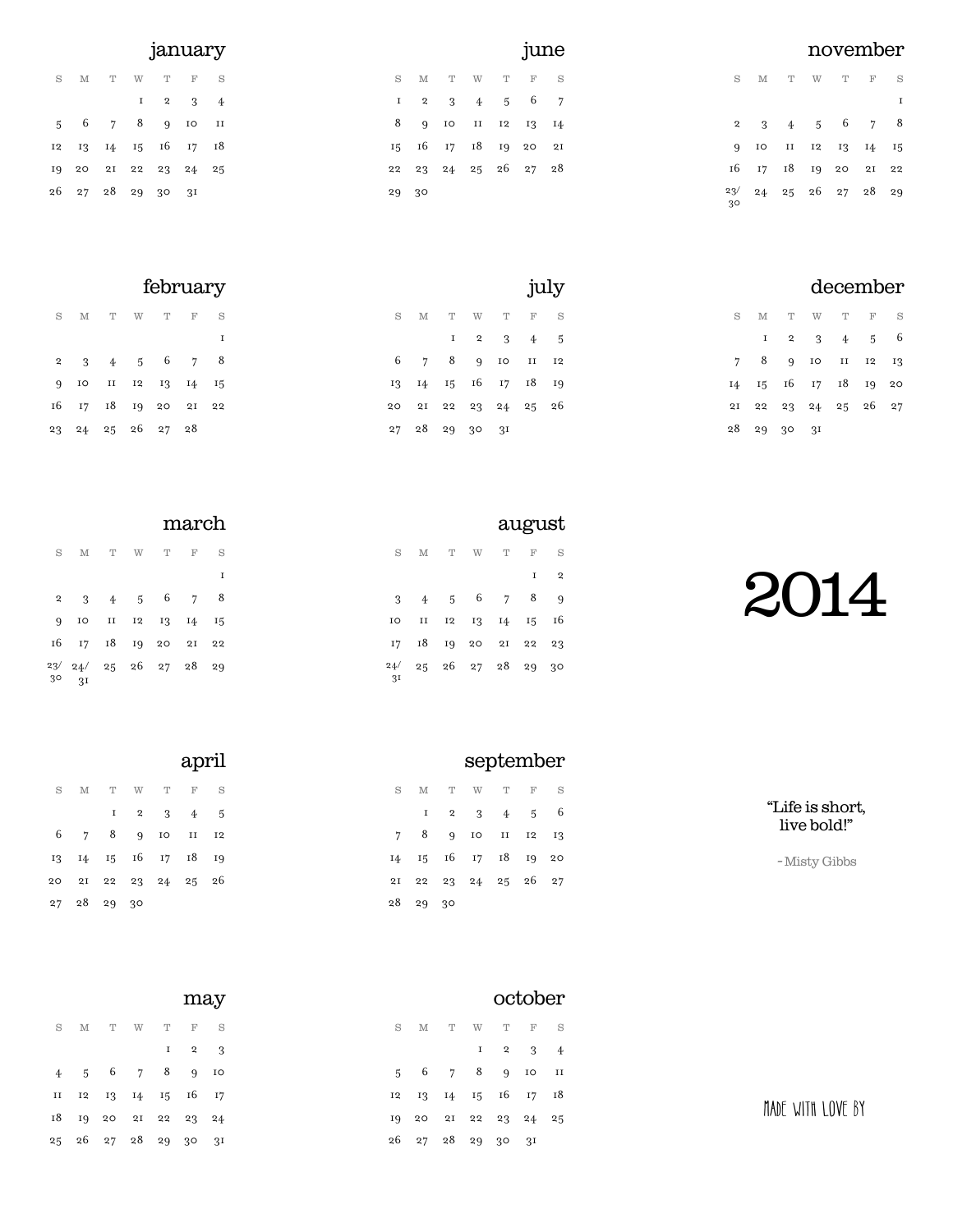# 2014

## january

| S | M | T | W | T | F | S |
|---|---|---|---|---|---|---|
| | | | 1 | 2 | 3 | 4 |
| 5 | 6 | 7 | 8 | 9 | 10 | 11 |
| 12 | 13 | 14 | 15 | 16 | 17 | 18 |
| 19 | 20 | 21 | 22 | 23 | 24 | 25 |
| 26 | 27 | 28 | 29 | 30 | 31 | |

## february

| S | M | T | W | T | F | S |
|---|---|---|---|---|---|---|
| | | | | | | 1 |
| 2 | 3 | 4 | 5 | 6 | 7 | 8 |
| 9 | 10 | 11 | 12 | 13 | 14 | 15 |
| 16 | 17 | 18 | 19 | 20 | 21 | 22 |
| 23 | 24 | 25 | 26 | 27 | 28 | |

## march

| S | M | T | W | T | F | S |
|---|---|---|---|---|---|---|
| | | | | | | 1 |
| 2 | 3 | 4 | 5 | 6 | 7 | 8 |
| 9 | 10 | 11 | 12 | 13 | 14 | 15 |
| 16 | 17 | 18 | 19 | 20 | 21 | 22 |
| 23/30 | 24/31 | 25 | 26 | 27 | 28 | 29 |

## april

| S | M | T | W | T | F | S |
|---|---|---|---|---|---|---|
| | | 1 | 2 | 3 | 4 | 5 |
| 6 | 7 | 8 | 9 | 10 | 11 | 12 |
| 13 | 14 | 15 | 16 | 17 | 18 | 19 |
| 20 | 21 | 22 | 23 | 24 | 25 | 26 |
| 27 | 28 | 29 | 30 | | | |

## may

| S | M | T | W | T | F | S |
|---|---|---|---|---|---|---|
| | | | | 1 | 2 | 3 |
| 4 | 5 | 6 | 7 | 8 | 9 | 10 |
| 11 | 12 | 13 | 14 | 15 | 16 | 17 |
| 18 | 19 | 20 | 21 | 22 | 23 | 24 |
| 25 | 26 | 27 | 28 | 29 | 30 | 31 |

## june

| S | M | T | W | T | F | S |
|---|---|---|---|---|---|---|
| 1 | 2 | 3 | 4 | 5 | 6 | 7 |
| 8 | 9 | 10 | 11 | 12 | 13 | 14 |
| 15 | 16 | 17 | 18 | 19 | 20 | 21 |
| 22 | 23 | 24 | 25 | 26 | 27 | 28 |
| 29 | 30 | | | | | |

## july

| S | M | T | W | T | F | S |
|---|---|---|---|---|---|---|
| | | 1 | 2 | 3 | 4 | 5 |
| 6 | 7 | 8 | 9 | 10 | 11 | 12 |
| 13 | 14 | 15 | 16 | 17 | 18 | 19 |
| 20 | 21 | 22 | 23 | 24 | 25 | 26 |
| 27 | 28 | 29 | 30 | 31 | | |

## august

| S | M | T | W | T | F | S |
|---|---|---|---|---|---|---|
| | | | | | 1 | 2 |
| 3 | 4 | 5 | 6 | 7 | 8 | 9 |
| 10 | 11 | 12 | 13 | 14 | 15 | 16 |
| 17 | 18 | 19 | 20 | 21 | 22 | 23 |
| 24/31 | 25 | 26 | 27 | 28 | 29 | 30 |

## september

| S | M | T | W | T | F | S |
|---|---|---|---|---|---|---|
| | 1 | 2 | 3 | 4 | 5 | 6 |
| 7 | 8 | 9 | 10 | 11 | 12 | 13 |
| 14 | 15 | 16 | 17 | 18 | 19 | 20 |
| 21 | 22 | 23 | 24 | 25 | 26 | 27 |
| 28 | 29 | 30 | | | | |

## october

| S | M | T | W | T | F | S |
|---|---|---|---|---|---|---|
| | | | 1 | 2 | 3 | 4 |
| 5 | 6 | 7 | 8 | 9 | 10 | 11 |
| 12 | 13 | 14 | 15 | 16 | 17 | 18 |
| 19 | 20 | 21 | 22 | 23 | 24 | 25 |
| 26 | 27 | 28 | 29 | 30 | 31 | |

## november

| S | M | T | W | T | F | S |
|---|---|---|---|---|---|---|
| | | | | | | 1 |
| 2 | 3 | 4 | 5 | 6 | 7 | 8 |
| 9 | 10 | 11 | 12 | 13 | 14 | 15 |
| 16 | 17 | 18 | 19 | 20 | 21 | 22 |
| 23/30 | 24 | 25 | 26 | 27 | 28 | 29 |

## december

| S | M | T | W | T | F | S |
|---|---|---|---|---|---|---|
| | 1 | 2 | 3 | 4 | 5 | 6 |
| 7 | 8 | 9 | 10 | 11 | 12 | 13 |
| 14 | 15 | 16 | 17 | 18 | 19 | 20 |
| 21 | 22 | 23 | 24 | 25 | 26 | 27 |
| 28 | 29 | 30 | 31 | | | |

"Life is short,
live bold!"

-Misty Gibbs

MADE WITH LOVE BY